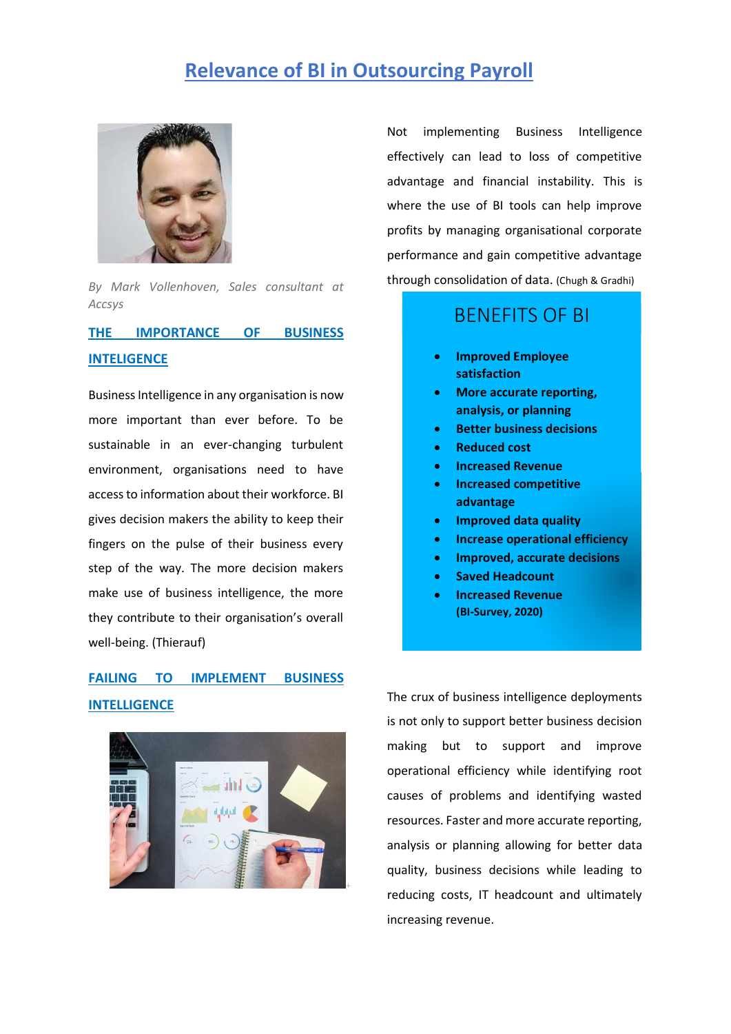# Relevance of BI in Outsourcing Payroll

*By Mark Vollenhoven, Sales consultant at Accsys*

## THE IMPORTANCE OF BUSINESS INTELIGENCE

Business Intelligence in any organisation is now more important than ever before. To be sustainable in an ever-changing turbulent environment, organisations need to have access to information about their workforce. BI gives decision makers the ability to keep their fingers on the pulse of their business every step of the way. The more decision makers make use of business intelligence, the more they contribute to their organisation's overall well-being. (Thierauf)

## FAILING TO IMPLEMENT BUSINESS INTELLIGENCE

Not implementing Business Intelligence effectively can lead to loss of competitive advantage and financial instability. This is where the use of BI tools can help improve profits by managing organisational corporate performance and gain competitive advantage through consolidation of data. (Chugh & Gradhi)

### BENEFITS OF BI

- **Improved Employee satisfaction**
- **More accurate reporting, analysis, or planning**
- **Better business decisions**
- **Reduced cost**
- **Increased Revenue**
- **Increased competitive advantage**
- **Improved data quality**
- **Increase operational efficiency**
- **Improved, accurate decisions**
- **Saved Headcount**
- **Increased Revenue**
  **(BI-Survey, 2020)**

The crux of business intelligence deployments is not only to support better business decision making but to support and improve operational efficiency while identifying root causes of problems and identifying wasted resources. Faster and more accurate reporting, analysis or planning allowing for better data quality, business decisions while leading to reducing costs, IT headcount and ultimately increasing revenue.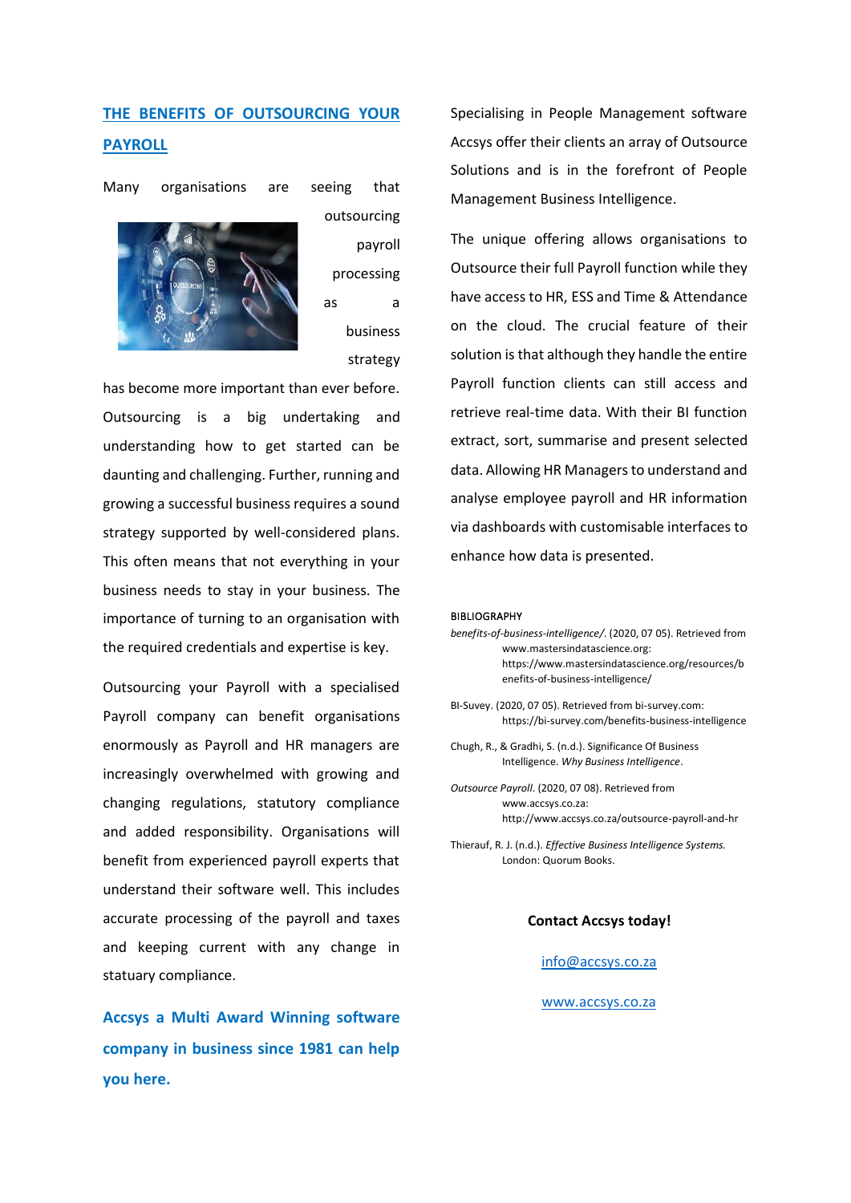## THE BENEFITS OF OUTSOURCING YOUR PAYROLL

Many organisations are seeing that outsourcing payroll processing as a business strategy has become more important than ever before. Outsourcing is a big undertaking and understanding how to get started can be daunting and challenging. Further, running and growing a successful business requires a sound strategy supported by well-considered plans. This often means that not everything in your business needs to stay in your business. The importance of turning to an organisation with the required credentials and expertise is key.

Outsourcing your Payroll with a specialised Payroll company can benefit organisations enormously as Payroll and HR managers are increasingly overwhelmed with growing and changing regulations, statutory compliance and added responsibility. Organisations will benefit from experienced payroll experts that understand their software well. This includes accurate processing of the payroll and taxes and keeping current with any change in statuary compliance.

**Accsys a Multi Award Winning software company in business since 1981 can help you here.**

Specialising in People Management software Accsys offer their clients an array of Outsource Solutions and is in the forefront of People Management Business Intelligence.

The unique offering allows organisations to Outsource their full Payroll function while they have access to HR, ESS and Time & Attendance on the cloud. The crucial feature of their solution is that although they handle the entire Payroll function clients can still access and retrieve real-time data. With their BI function extract, sort, summarise and present selected data. Allowing HR Managers to understand and analyse employee payroll and HR information via dashboards with customisable interfaces to enhance how data is presented.

BIBLIOGRAPHY

*benefits-of-business-intelligence/*. (2020, 07 05). Retrieved from www.mastersindatascience.org: https://www.mastersindatascience.org/resources/benefits-of-business-intelligence/

BI-Suvey. (2020, 07 05). Retrieved from bi-survey.com: https://bi-survey.com/benefits-business-intelligence

Chugh, R., & Gradhi, S. (n.d.). Significance Of Business Intelligence. *Why Business Intelligence*.

*Outsource Payroll*. (2020, 07 08). Retrieved from www.accsys.co.za: http://www.accsys.co.za/outsource-payroll-and-hr

Thierauf, R. J. (n.d.). *Effective Business Intelligence Systems.* London: Quorum Books.

**Contact Accsys today!**

info@accsys.co.za

www.accsys.co.za